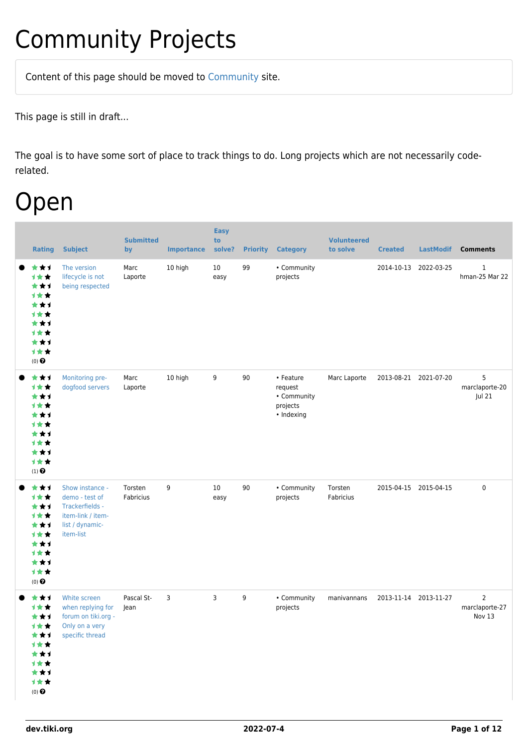# Community Projects

Content of this page should be moved to Community site.

This page is still in draft...

The goal is to have some sort of place to track things to do. Long projects which are not necessarily code-related.

# Open

| | Rating | Subject | Submitted by | Importance | Easy to solve? | Priority | Category | Volunteered to solve | Created | LastModif | Comments |
|---|---|---|---|---|---|---|---|---|---|---|---|
| ● | (0) | The version lifecycle is not being respected | Marc Laporte | 10 high | 10 easy | 99 | • Community projects | | 2014-10-13 | 2022-03-25 | 1 hman-25 Mar 22 |
| ● | (1) | Monitoring pre-dogfood servers | Marc Laporte | 10 high | 9 | 90 | • Feature request • Community projects • Indexing | Marc Laporte | 2013-08-21 | 2021-07-20 | 5 marclaporte-20 Jul 21 |
| ● | (0) | Show instance - demo - test of Trackerfields - item-link / item-list / dynamic-item-list | Torsten Fabricius | 9 | 10 easy | 90 | • Community projects | Torsten Fabricius | 2015-04-15 | 2015-04-15 | 0 |
| ● | (0) | White screen when replying for forum on tiki.org - Only on a very specific thread | Pascal St-Jean | 3 | 3 | 9 | • Community projects | manivannans | 2013-11-14 | 2013-11-27 | 2 marclaporte-27 Nov 13 |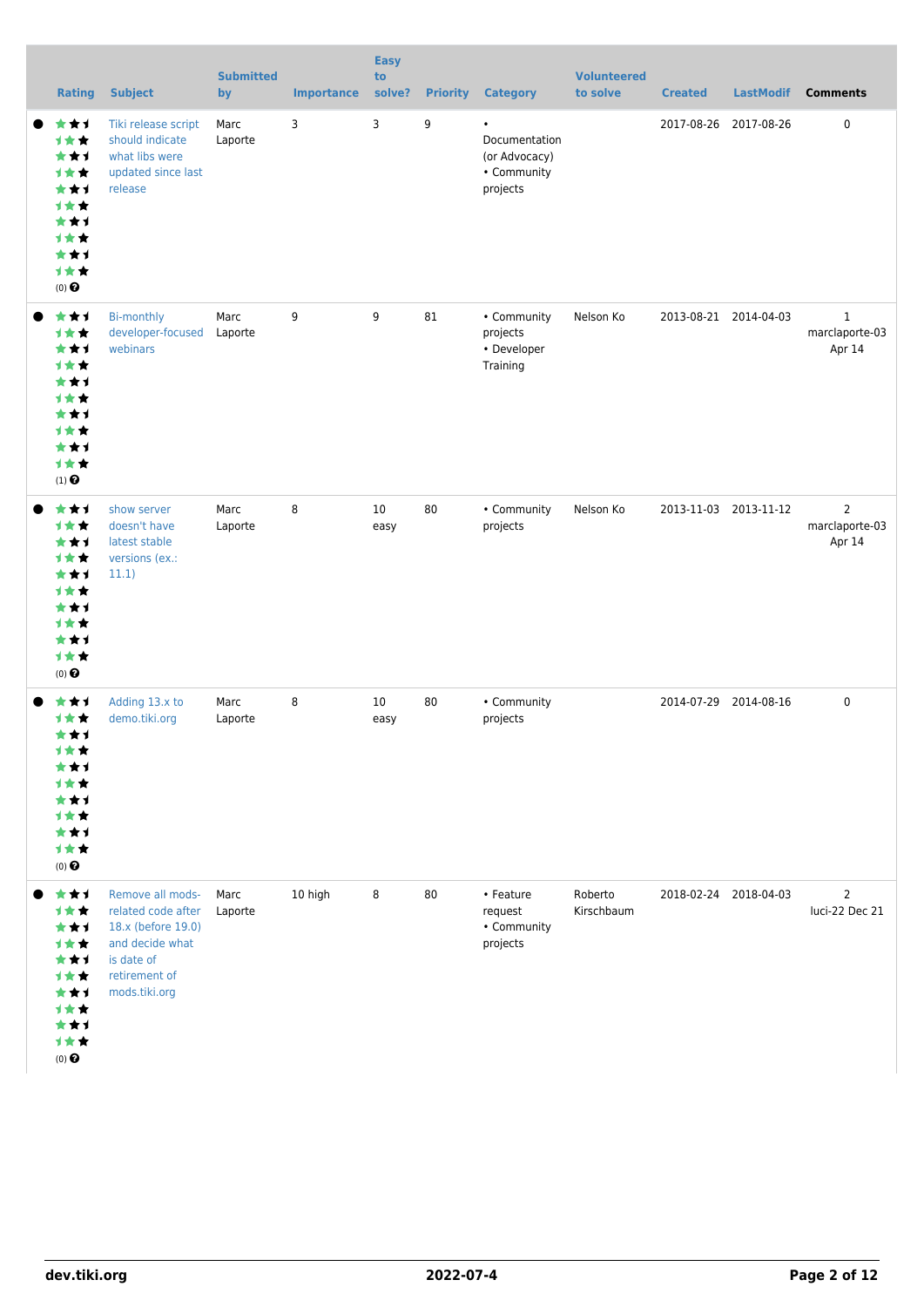| Rating | Subject | Submitted by | Importance | Easy to solve? | Priority | Category | Volunteered to solve | Created | LastModif | Comments |
|---|---|---|---|---|---|---|---|---|---|---|
| (0) | Tiki release script should indicate what libs were updated since last release | Marc Laporte | 3 | 3 | 9 | • Documentation (or Advocacy) • Community projects | | 2017-08-26 | 2017-08-26 | 0 |
| (1) | Bi-monthly developer-focused webinars | Marc Laporte | 9 | 9 | 81 | • Community projects • Developer Training | Nelson Ko | 2013-08-21 | 2014-04-03 | 1 marclaporte-03 Apr 14 |
| (0) | show server doesn't have latest stable versions (ex.: 11.1) | Marc Laporte | 8 | 10 easy | 80 | • Community projects | Nelson Ko | 2013-11-03 | 2013-11-12 | 2 marclaporte-03 Apr 14 |
| (0) | Adding 13.x to demo.tiki.org | Marc Laporte | 8 | 10 easy | 80 | • Community projects | | 2014-07-29 | 2014-08-16 | 0 |
| (0) | Remove all mods-related code after 18.x (before 19.0) and decide what is date of retirement of mods.tiki.org | Marc Laporte | 10 high | 8 | 80 | • Feature request • Community projects | Roberto Kirschbaum | 2018-02-24 | 2018-04-03 | 2 luci-22 Dec 21 |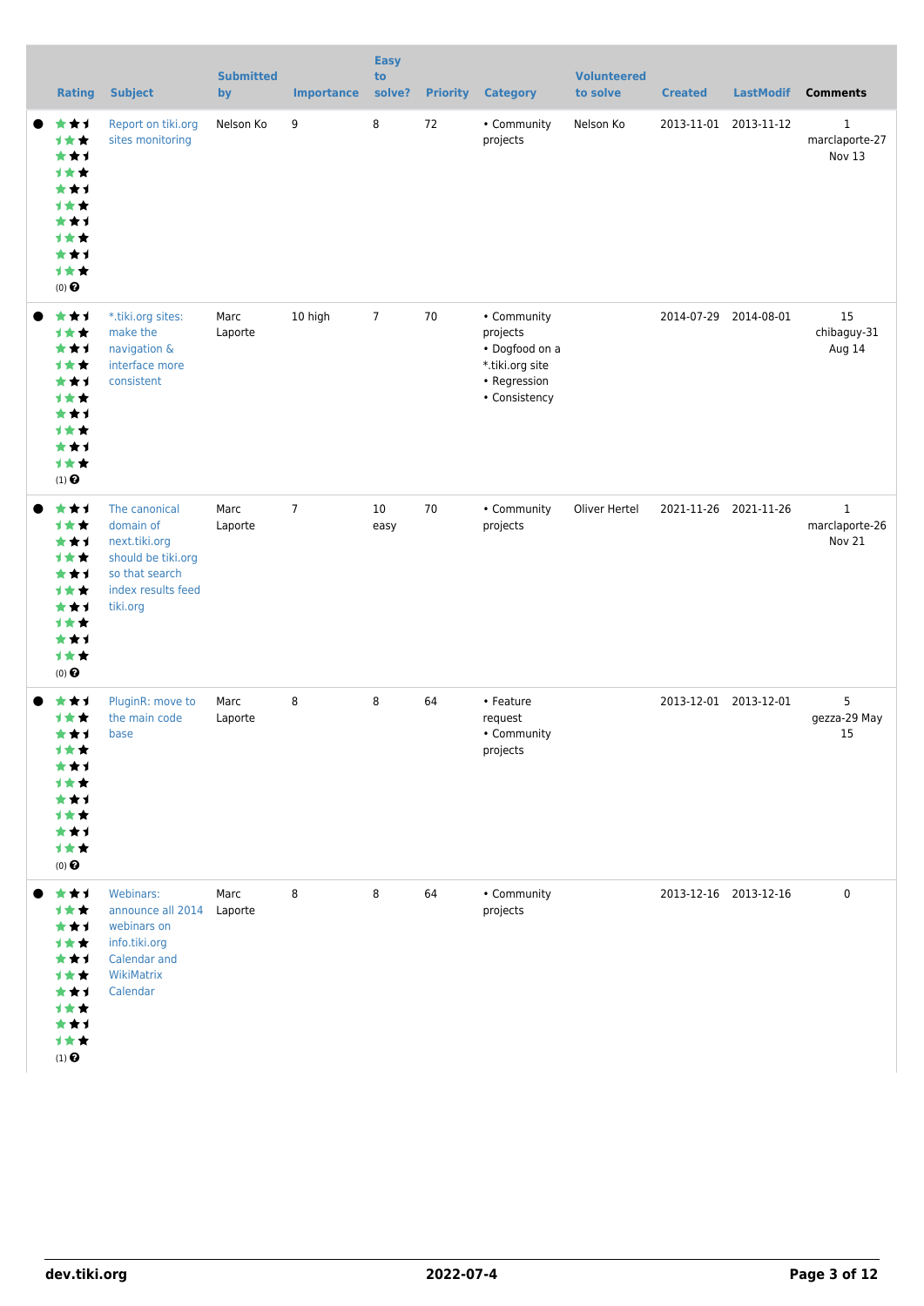| Rating | Subject | Submitted by | Importance | Easy to solve? | Priority | Category | Volunteered to solve | Created | LastModif | Comments |
|---|---|---|---|---|---|---|---|---|---|---|
| (0) | Report on tiki.org sites monitoring | Nelson Ko | 9 | 8 | 72 | • Community projects | Nelson Ko | 2013-11-01 | 2013-11-12 | 1 marclaporte-27 Nov 13 |
| (1) | *.tiki.org sites: make the navigation & interface more consistent | Marc Laporte | 10 high | 7 | 70 | • Community projects • Dogfood on a *.tiki.org site • Regression • Consistency | | 2014-07-29 | 2014-08-01 | 15 chibaguy-31 Aug 14 |
| (0) | The canonical domain of next.tiki.org should be tiki.org so that search index results feed tiki.org | Marc Laporte | 7 | 10 easy | 70 | • Community projects | Oliver Hertel | 2021-11-26 | 2021-11-26 | 1 marclaporte-26 Nov 21 |
| (0) | PluginR: move to the main code base | Marc Laporte | 8 | 8 | 64 | • Feature request • Community projects | | 2013-12-01 | 2013-12-01 | 5 gezza-29 May 15 |
| (1) | Webinars: announce all 2014 webinars on info.tiki.org Calendar and WikiMatrix Calendar | Marc Laporte | 8 | 8 | 64 | • Community projects | | 2013-12-16 | 2013-12-16 | 0 |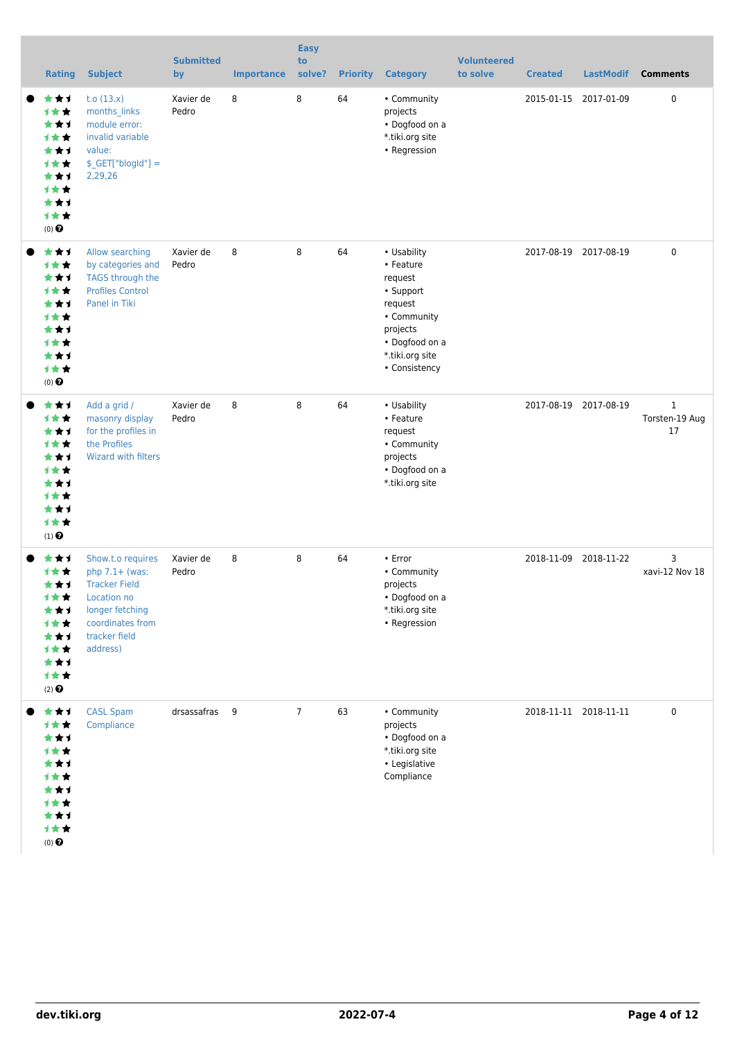| Rating | Subject | Submitted by | Importance | Easy to solve? | Priority | Category | Volunteered to solve | Created | LastModif | Comments |
|---|---|---|---|---|---|---|---|---|---|---|
| (0) | t.o (13.x) months_links module error: invalid variable value: $_GET["blogId"] = 2,29,26 | Xavier de Pedro | 8 | 8 | 64 | • Community projects • Dogfood on a *.tiki.org site • Regression | | 2015-01-15 | 2017-01-09 | 0 |
| (0) | Allow searching by categories and TAGS through the Profiles Control Panel in Tiki | Xavier de Pedro | 8 | 8 | 64 | • Usability • Feature request • Support request • Community projects • Dogfood on a *.tiki.org site • Consistency | | 2017-08-19 | 2017-08-19 | 0 |
| (1) | Add a grid / masonry display for the profiles in the Profiles Wizard with filters | Xavier de Pedro | 8 | 8 | 64 | • Usability • Feature request • Community projects • Dogfood on a *.tiki.org site | | 2017-08-19 | 2017-08-19 | 1 Torsten-19 Aug 17 |
| (2) | Show.t.o requires php 7.1+ (was: Tracker Field Location no longer fetching coordinates from tracker field address) | Xavier de Pedro | 8 | 8 | 64 | • Error • Community projects • Dogfood on a *.tiki.org site • Regression | | 2018-11-09 | 2018-11-22 | 3 xavi-12 Nov 18 |
| (0) | CASL Spam Compliance | drsassafras | 9 | 7 | 63 | • Community projects • Dogfood on a *.tiki.org site • Legislative Compliance | | 2018-11-11 | 2018-11-11 | 0 |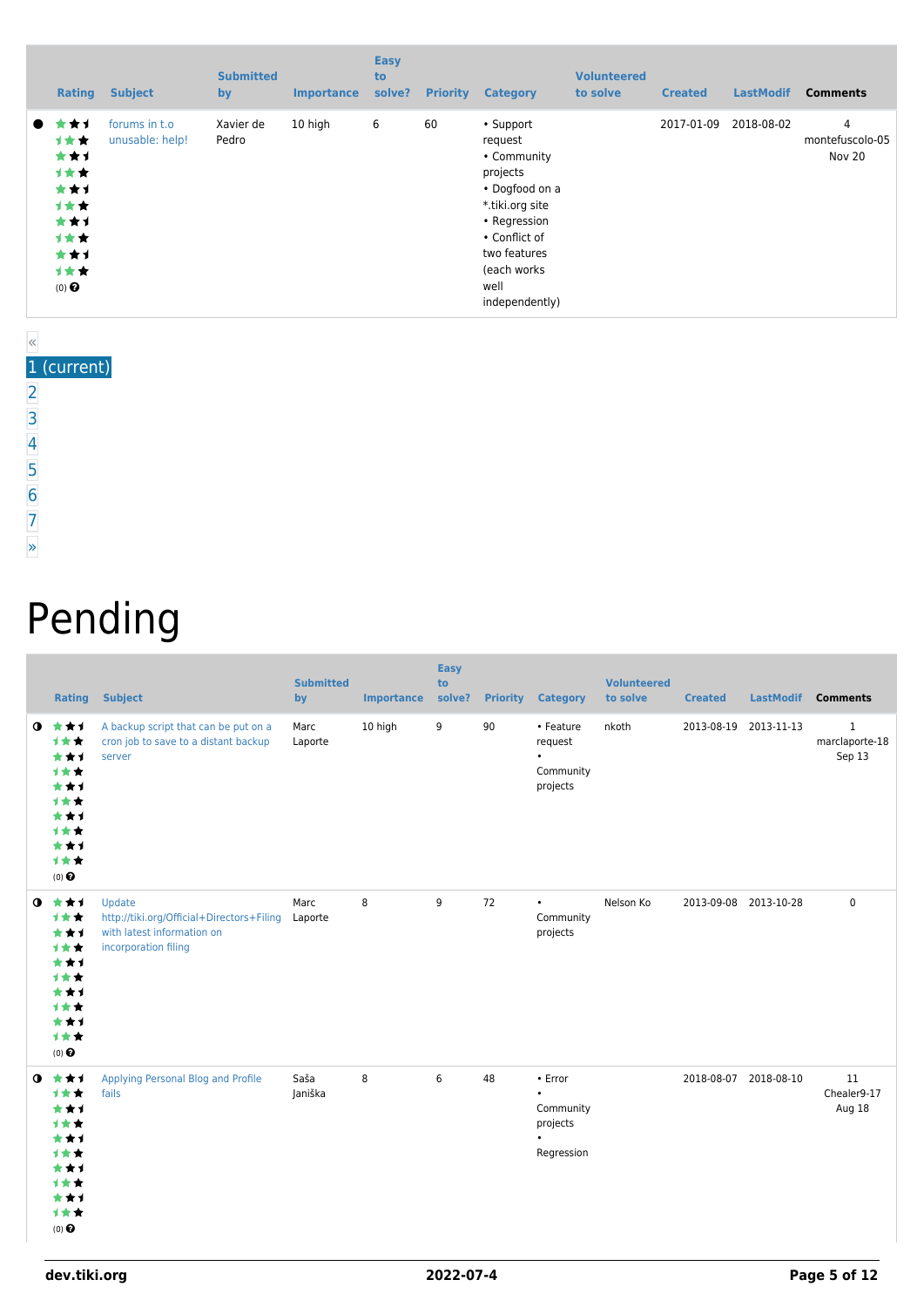| | Rating | Subject | Submitted by | Importance | Easy to solve? | Priority | Category | Volunteered to solve | Created | LastModif | Comments |
|---|---|---|---|---|---|---|---|---|---|---|---|
| ● | (0) | forums in t.o unusable: help! | Xavier de Pedro | 10 high | 6 | 60 | • Support request • Community projects • Dogfood on a *.tiki.org site • Regression • Conflict of two features (each works well independently) | | 2017-01-09 | 2018-08-02 | 4 montefuscolo-05 Nov 20 |

«
1 (current)
2
3
4
5
6
7
»

# Pending

| | Rating | Subject | Submitted by | Importance | Easy to solve? | Priority | Category | Volunteered to solve | Created | LastModif | Comments |
|---|---|---|---|---|---|---|---|---|---|---|---|
| ◑ | (0) | A backup script that can be put on a cron job to save to a distant backup server | Marc Laporte | 10 high | 9 | 90 | • Feature request • Community projects | nkoth | 2013-08-19 | 2013-11-13 | 1 marclaporte-18 Sep 13 |
| ◑ | (0) | Update http://tiki.org/Official+Directors+Filing with latest information on incorporation filing | Marc Laporte | 8 | 9 | 72 | • Community projects | Nelson Ko | 2013-09-08 | 2013-10-28 | 0 |
| ◑ | (0) | Applying Personal Blog and Profile fails | Saša Janiška | 8 | 6 | 48 | • Error • Community projects • Regression | | 2018-08-07 | 2018-08-10 | 11 Chealer9-17 Aug 18 |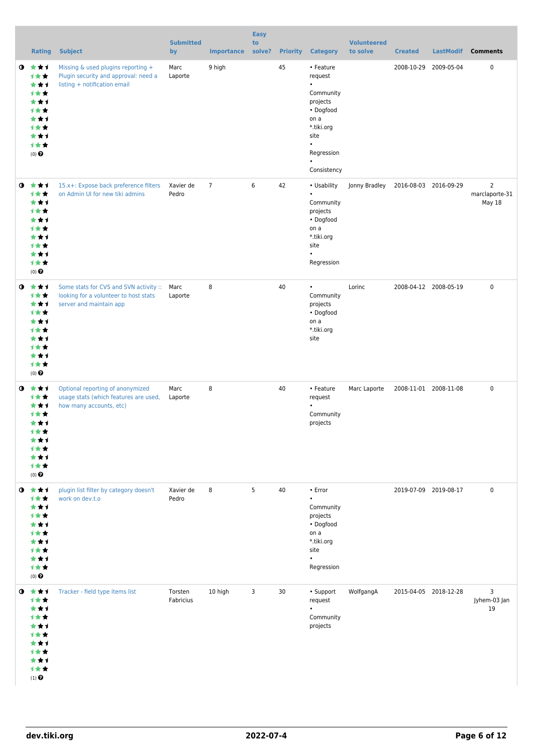| | Rating | Subject | Submitted by | Importance | Easy to solve? | Priority | Category | Volunteered to solve | Created | LastModif | Comments |
|---|---|---|---|---|---|---|---|---|---|---|---|
| ◑ | (0) | Missing & used plugins reporting + Plugin security and approval: need a listing + notification email | Marc Laporte | 9 high | | 45 | • Feature request • Community projects • Dogfood on a *.tiki.org site • Regression • Consistency | | 2008-10-29 | 2009-05-04 | 0 |
| ◑ | (0) | 15.x+: Expose back preference filters on Admin UI for new tiki admins | Xavier de Pedro | 7 | 6 | 42 | • Usability • Community projects • Dogfood on a *.tiki.org site • Regression | Jonny Bradley | 2016-08-03 | 2016-09-29 | 2 marclaporte-31 May 18 |
| ◑ | (0) | Some stats for CVS and SVN activity :: looking for a volunteer to host stats server and maintain app | Marc Laporte | 8 | | 40 | • Community projects • Dogfood on a *.tiki.org site | Lorinc | 2008-04-12 | 2008-05-19 | 0 |
| ◑ | (0) | Optional reporting of anonymized usage stats (which features are used, how many accounts, etc) | Marc Laporte | 8 | | 40 | • Feature request • Community projects | Marc Laporte | 2008-11-01 | 2008-11-08 | 0 |
| ◑ | (0) | plugin list filter by category doesn't work on dev.t.o | Xavier de Pedro | 8 | 5 | 40 | • Error • Community projects • Dogfood on a *.tiki.org site • Regression | | 2019-07-09 | 2019-08-17 | 0 |
| ◑ | (1) | Tracker - field type items list | Torsten Fabricius | 10 high | 3 | 30 | • Support request • Community projects | WolfgangA | 2015-04-05 | 2018-12-28 | 3 Jyhem-03 Jan 19 |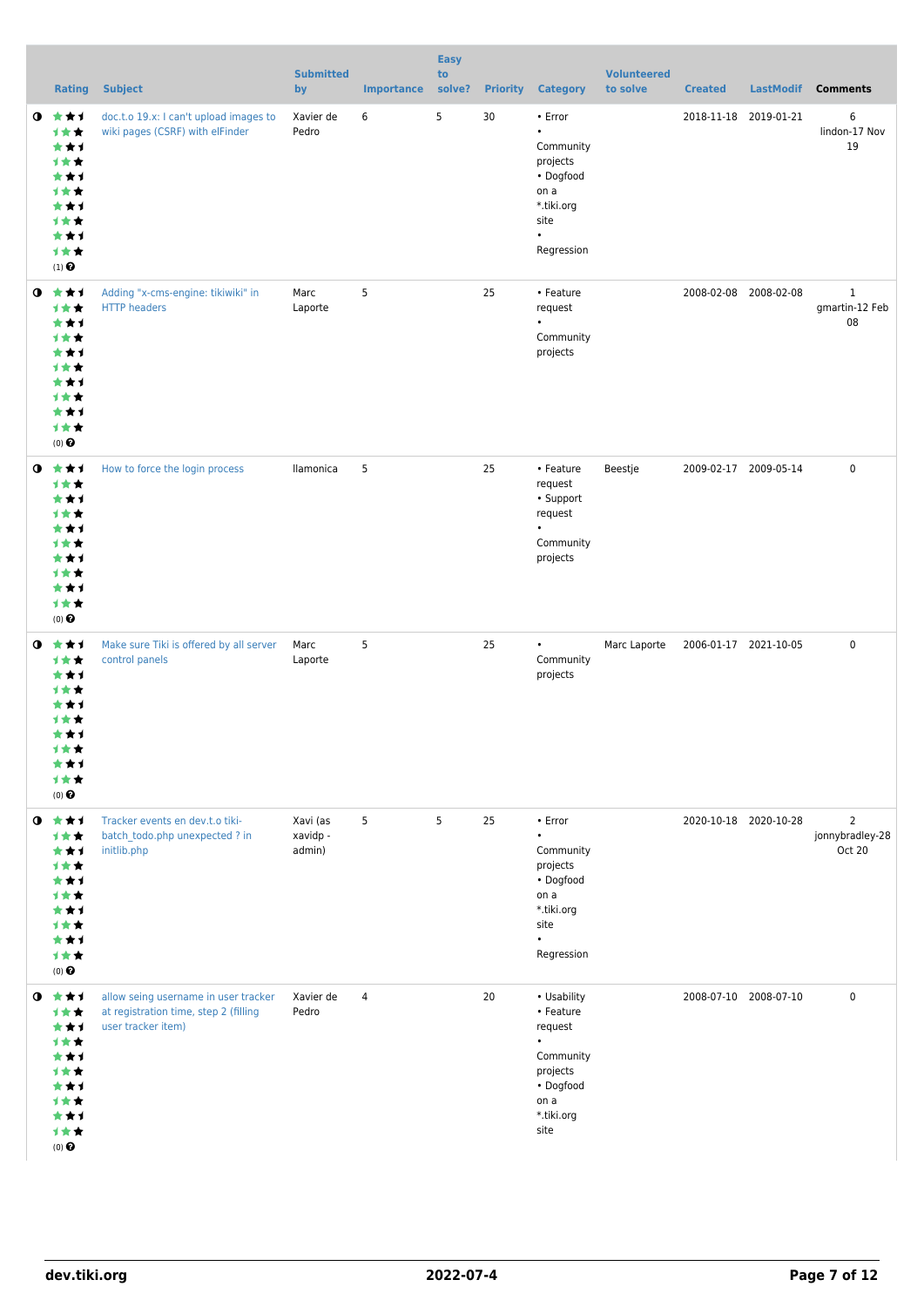| | Rating | Subject | Submitted by | Importance | Easy to solve? | Priority | Category | Volunteered to solve | Created | LastModif | Comments |
|---|---|---|---|---|---|---|---|---|---|---|---|
| | (1) | doc.t.o 19.x: I can't upload images to wiki pages (CSRF) with elFinder | Xavier de Pedro | 6 | 5 | 30 | • Error • Community projects • Dogfood on a *.tiki.org site • Regression | | 2018-11-18 | 2019-01-21 | 6 lindon-17 Nov 19 |
| | (0) | Adding "x-cms-engine: tikiwiki" in HTTP headers | Marc Laporte | 5 | | 25 | • Feature request • Community projects | | 2008-02-08 | 2008-02-08 | 1 gmartin-12 Feb 08 |
| | (0) | How to force the login process | llamonica | 5 | | 25 | • Feature request • Support request • Community projects | Beestje | 2009-02-17 | 2009-05-14 | 0 |
| | (0) | Make sure Tiki is offered by all server control panels | Marc Laporte | 5 | | 25 | • Community projects | Marc Laporte | 2006-01-17 | 2021-10-05 | 0 |
| | (0) | Tracker events en dev.t.o tiki-batch_todo.php unexpected ? in initlib.php | Xavi (as xavidp - admin) | 5 | 5 | 25 | • Error • Community projects • Dogfood on a *.tiki.org site • Regression | | 2020-10-18 | 2020-10-28 | 2 jonnybradley-28 Oct 20 |
| | (0) | allow seing username in user tracker at registration time, step 2 (filling user tracker item) | Xavier de Pedro | 4 | | 20 | • Usability • Feature request • Community projects • Dogfood on a *.tiki.org site | | 2008-07-10 | 2008-07-10 | 0 |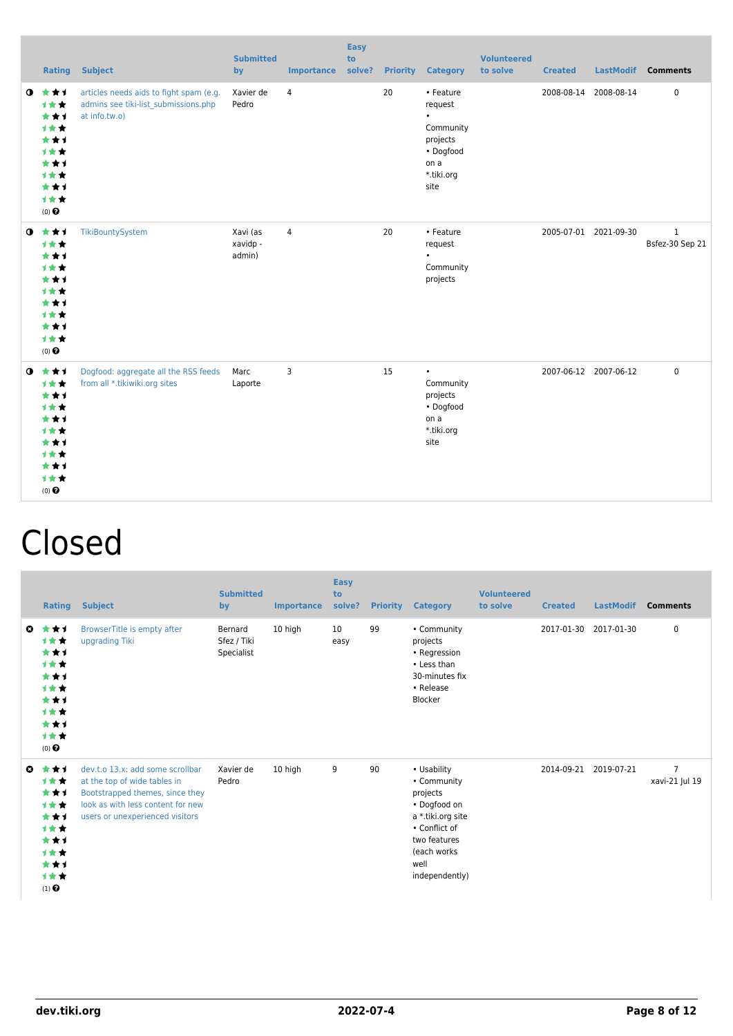| | Rating | Subject | Submitted by | Importance | Easy to solve? | Priority | Category | Volunteered to solve | Created | LastModif | Comments |
|---|---|---|---|---|---|---|---|---|---|---|---|
| ◑ | (0) | articles needs aids to fight spam (e.g. admins see tiki-list_submissions.php at info.tw.o) | Xavier de Pedro | 4 | | 20 | • Feature request • Community projects • Dogfood on a *.tiki.org site | | 2008-08-14 | 2008-08-14 | 0 |
| ◑ | (0) | TikiBountySystem | Xavi (as xavidp - admin) | 4 | | 20 | • Feature request • Community projects | | 2005-07-01 | 2021-09-30 | 1 Bsfez-30 Sep 21 |
| ◑ | (0) | Dogfood: aggregate all the RSS feeds from all *.tikiwiki.org sites | Marc Laporte | 3 | | 15 | • Community projects • Dogfood on a *.tiki.org site | | 2007-06-12 | 2007-06-12 | 0 |

# Closed

| | Rating | Subject | Submitted by | Importance | Easy to solve? | Priority | Category | Volunteered to solve | Created | LastModif | Comments |
|---|---|---|---|---|---|---|---|---|---|---|---|
| ✖ | (0) | BrowserTitle is empty after upgrading Tiki | Bernard Sfez / Tiki Specialist | 10 high | 10 easy | 99 | • Community projects • Regression • Less than 30-minutes fix • Release Blocker | | 2017-01-30 | 2017-01-30 | 0 |
| ✖ | (1) | dev.t.o 13.x: add some scrollbar at the top of wide tables in Bootstrapped themes, since they look as with less content for new users or unexperienced visitors | Xavier de Pedro | 10 high | 9 | 90 | • Usability • Community projects • Dogfood on a *.tiki.org site • Conflict of two features (each works well independently) | | 2014-09-21 | 2019-07-21 | 7 xavi-21 Jul 19 |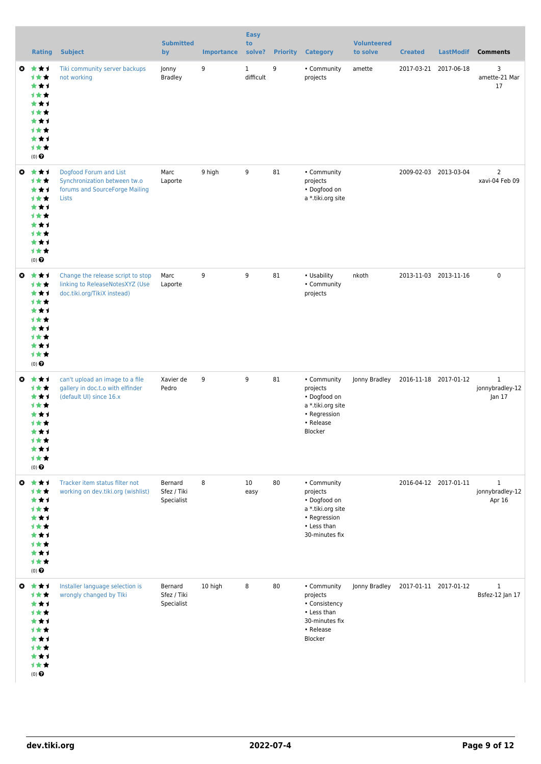| | Rating | Subject | Submitted by | Importance | Easy to solve? | Priority | Category | Volunteered to solve | Created | LastModif | Comments |
|---|---|---|---|---|---|---|---|---|---|---|---|
| | (0) | Tiki community server backups not working | Jonny Bradley | 9 | 1 difficult | 9 | • Community projects | amette | 2017-03-21 | 2017-06-18 | 3 amette-21 Mar 17 |
| | (0) | Dogfood Forum and List Synchronization between tw.o forums and SourceForge Mailing Lists | Marc Laporte | 9 high | 9 | 81 | • Community projects • Dogfood on a *.tiki.org site | | 2009-02-03 | 2013-03-04 | 2 xavi-04 Feb 09 |
| | (0) | Change the release script to stop linking to ReleaseNotesXYZ (Use doc.tiki.org/TikiX instead) | Marc Laporte | 9 | 9 | 81 | • Usability • Community projects | nkoth | 2013-11-03 | 2013-11-16 | 0 |
| | (0) | can't upload an image to a file gallery in doc.t.o with elfinder (default UI) since 16.x | Xavier de Pedro | 9 | 9 | 81 | • Community projects • Dogfood on a *.tiki.org site • Regression • Release Blocker | Jonny Bradley | 2016-11-18 | 2017-01-12 | 1 jonnybradley-12 Jan 17 |
| | (0) | Tracker item status filter not working on dev.tiki.org (wishlist) | Bernard Sfez / Tiki Specialist | 8 | 10 easy | 80 | • Community projects • Dogfood on a *.tiki.org site • Regression • Less than 30-minutes fix | | 2016-04-12 | 2017-01-11 | 1 jonnybradley-12 Apr 16 |
| | (0) | Installer language selection is wrongly changed by TIki | Bernard Sfez / Tiki Specialist | 10 high | 8 | 80 | • Community projects • Consistency • Less than 30-minutes fix • Release Blocker | Jonny Bradley | 2017-01-11 | 2017-01-12 | 1 Bsfez-12 Jan 17 |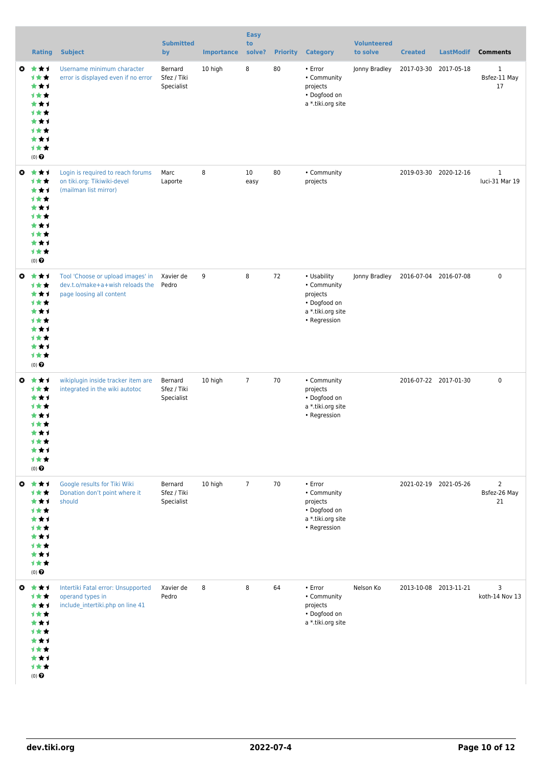| | Rating | Subject | Submitted by | Importance | Easy to solve? | Priority | Category | Volunteered to solve | Created | LastModif | Comments |
|---|---|---|---|---|---|---|---|---|---|---|---|
| | (0) | Username minimum character error is displayed even if no error | Bernard Sfez / Tiki Specialist | 10 high | 8 | 80 | • Error<br>• Community projects<br>• Dogfood on a *.tiki.org site | Jonny Bradley | 2017-03-30 | 2017-05-18 | 1<br>Bsfez-11 May 17 |
| | (0) | Login is required to reach forums on tiki.org: Tikiwiki-devel (mailman list mirror) | Marc Laporte | 8 | 10 easy | 80 | • Community projects | | 2019-03-30 | 2020-12-16 | 1<br>luci-31 Mar 19 |
| | (0) | Tool 'Choose or upload images' in dev.t.o/make+a+wish reloads the page loosing all content | Xavier de Pedro | 9 | 8 | 72 | • Usability<br>• Community projects<br>• Dogfood on a *.tiki.org site<br>• Regression | Jonny Bradley | 2016-07-04 | 2016-07-08 | 0 |
| | (0) | wikiplugin inside tracker item are integrated in the wiki autotoc | Bernard Sfez / Tiki Specialist | 10 high | 7 | 70 | • Community projects<br>• Dogfood on a *.tiki.org site<br>• Regression | | 2016-07-22 | 2017-01-30 | 0 |
| | (0) | Google results for Tiki Wiki Donation don't point where it should | Bernard Sfez / Tiki Specialist | 10 high | 7 | 70 | • Error<br>• Community projects<br>• Dogfood on a *.tiki.org site<br>• Regression | | 2021-02-19 | 2021-05-26 | 2<br>Bsfez-26 May 21 |
| | (0) | Intertiki Fatal error: Unsupported operand types in include_intertiki.php on line 41 | Xavier de Pedro | 8 | 8 | 64 | • Error<br>• Community projects<br>• Dogfood on a *.tiki.org site | Nelson Ko | 2013-10-08 | 2013-11-21 | 3<br>koth-14 Nov 13 |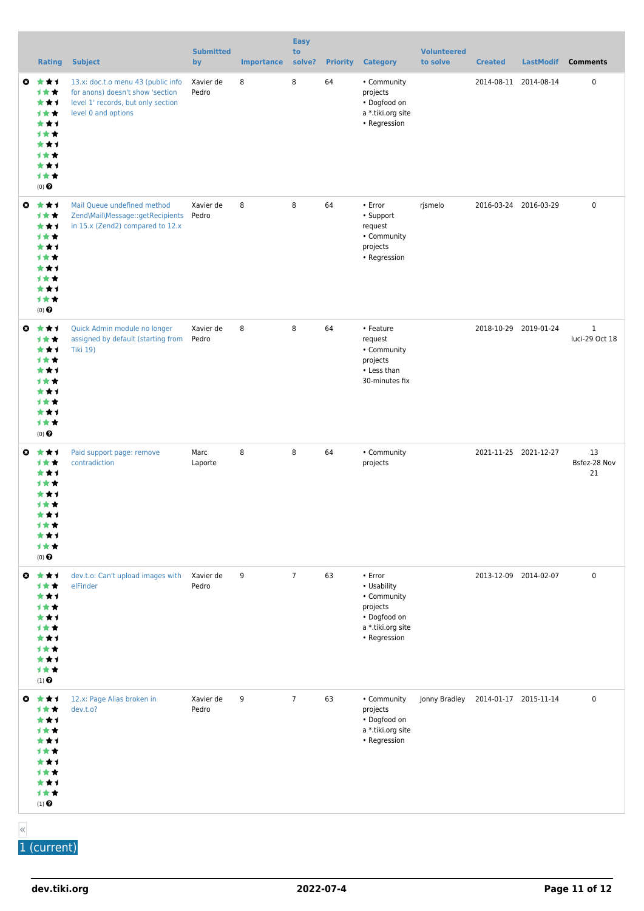| | Rating | Subject | Submitted by | Importance | Easy to solve? | Priority | Category | Volunteered to solve | Created | LastModif | Comments |
|---|---|---|---|---|---|---|---|---|---|---|---|
| | (0) | 13.x: doc.t.o menu 43 (public info for anons) doesn't show 'section level 1' records, but only section level 0 and options | Xavier de Pedro | 8 | 8 | 64 | • Community projects • Dogfood on a *.tiki.org site • Regression | | 2014-08-11 | 2014-08-14 | 0 |
| | (0) | Mail Queue undefined method Zend\Mail\Message::getRecipients in 15.x (Zend2) compared to 12.x | Xavier de Pedro | 8 | 8 | 64 | • Error • Support request • Community projects • Regression | rjsmelo | 2016-03-24 | 2016-03-29 | 0 |
| | (0) | Quick Admin module no longer assigned by default (starting from Tiki 19) | Xavier de Pedro | 8 | 8 | 64 | • Feature request • Community projects • Less than 30-minutes fix | | 2018-10-29 | 2019-01-24 | 1 luci-29 Oct 18 |
| | (0) | Paid support page: remove contradiction | Marc Laporte | 8 | 8 | 64 | • Community projects | | 2021-11-25 | 2021-12-27 | 13 Bsfez-28 Nov 21 |
| | (1) | dev.t.o: Can't upload images with elFinder | Xavier de Pedro | 9 | 7 | 63 | • Error • Usability • Community projects • Dogfood on a *.tiki.org site • Regression | | 2013-12-09 | 2014-02-07 | 0 |
| | (1) | 12.x: Page Alias broken in dev.t.o? | Xavier de Pedro | 9 | 7 | 63 | • Community projects • Dogfood on a *.tiki.org site • Regression | Jonny Bradley | 2014-01-17 | 2015-11-14 | 0 |

«

1 (current)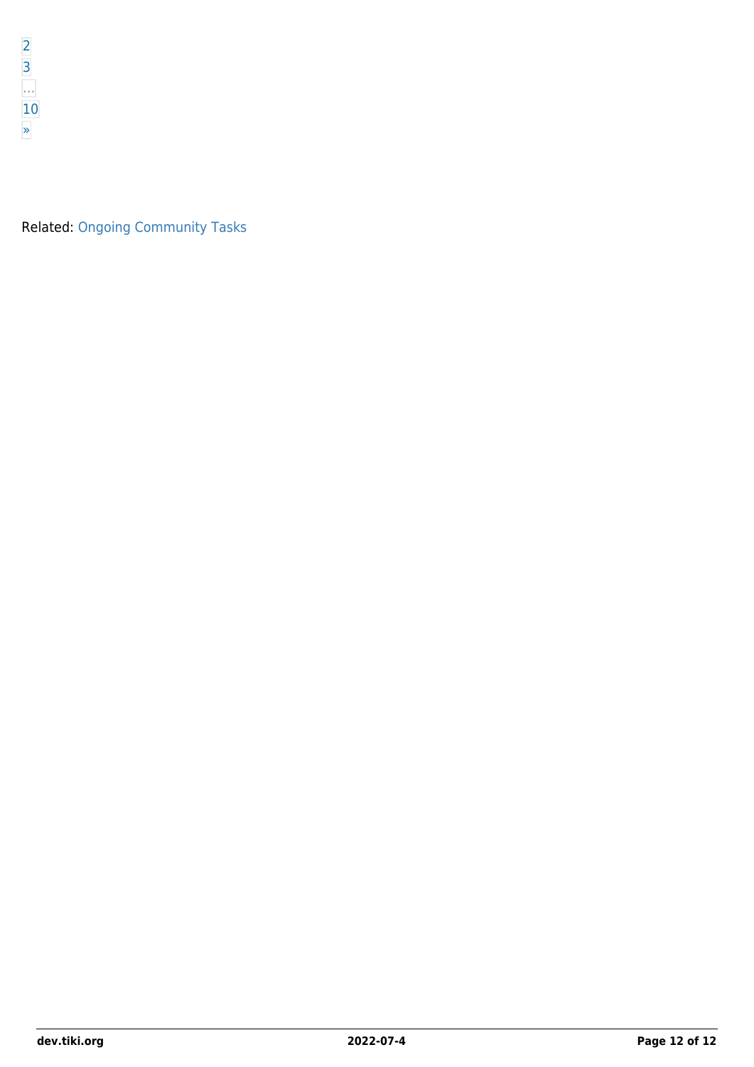2
3
…
10
»

Related: Ongoing Community Tasks